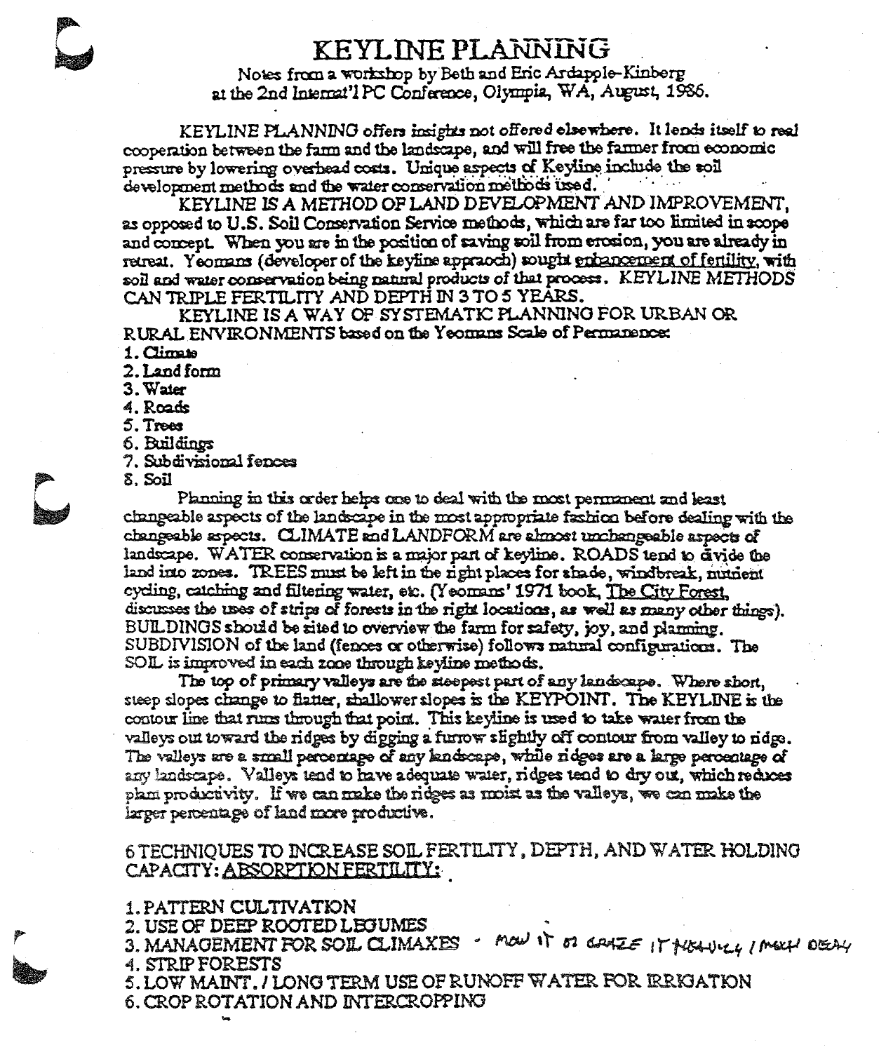// KEYLINE PLANNING

Notes from a workshop by Beth and Eric Ardapple-Kinberg
at the 2nd Internat'l PC Conference, Olympia, WA, August, 1986.

KEYLINE PLANNING offers *insights not offered elsewhere.* It lends itself to real cooperation between the farm and the landscape, and will free the farmer from economic pressure by lowering overhead costs. Unique aspects of Keyline include the soil development methods and the water conservation methods used.

KEYLINE IS A METHOD OF LAND DEVELOPMENT AND IMPROVEMENT, as opposed to U.S. Soil Conservation Service methods, which are far too limited in scope and concept. When you are in the position of saving soil from erosion, you are already in retreat. Yeomans (developer of the keyline appraoch) sought enhancement of fertility, with soil and water conservation being natural products of that process. *KEYLINE METHODS CAN TRIPLE FERTILITY AND DEPTH IN 3 TO 5 YEARS.*

KEYLINE IS A WAY OF SYSTEMATIC PLANNING FOR URBAN OR RURAL ENVIRONMENTS based on the Yeomans Scale of Permanence:

1. Climate
2. Land form
3. Water
4. Roads
5. Trees
6. Buildings
7. Subdivisional fences
8. Soil

Planning in this order helps one to deal with the most permanent and least changeable aspects of the landscape in the most appropriate fashion before dealing with the changeable aspects. CLIMATE and LANDFORM are almost unchangeable aspects of landscape. WATER conservation is a major part of keyline. ROADS tend to divide the land into zones. TREES must be left in the right places for shade, windbreak, nutrient cycling, catching and filtering water, etc. (Yeomans' 1971 book, The City Forest, discusses the uses of strips of forests in the right locations, as well as *many* other things). BUILDINGS should be sited to overview the farm for safety, joy, and planning. SUBDIVISION of the land (fences or otherwise) follows natural configurations. The SOIL is improved in each zone through keyline methods.

The top of primary valleys are the steepest part of any landscape. Where short, steep slopes change to flatter, shallower slopes is the KEYPOINT. The KEYLINE is the contour line that runs through that point. This keyline is used to take water from the valleys out toward the ridges by digging a furrow slightly off contour from valley to ridge. The valleys are a small percentage of any landscape, while ridges are a large percentage of any landscape. Valleys tend to have adequate water, ridges tend to dry out, which reduces plant productivity. If we can make the ridges as moist as the valleys, we can make the larger percentage of land more productive.

6 TECHNIQUES TO INCREASE SOIL FERTILITY, DEPTH, AND WATER HOLDING CAPACITY: ABSORPTION FERTILITY:

1. PATTERN CULTIVATION
2. USE OF DEEP ROOTED LEGUMES
3. MANAGEMENT FOR SOIL CLIMAXES - MOW IT OR GRAZE IT HEAVILY / MUCH DECAY
4. STRIP FORESTS
5. LOW MAINT. / LONG TERM USE OF RUNOFF WATER FOR IRRIGATION
6. CROP ROTATION AND INTERCROPPING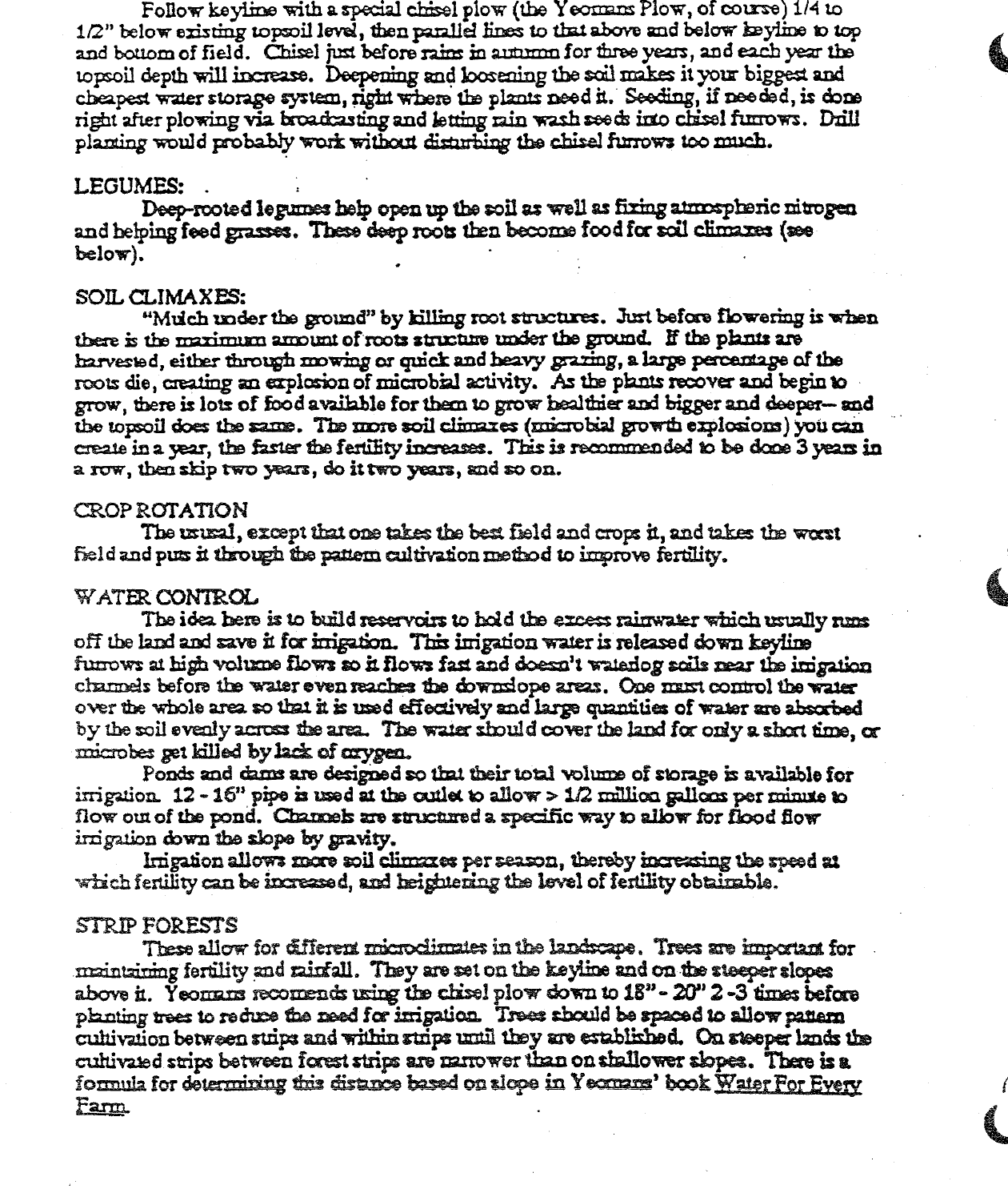Follow keyline with a special chisel plow (the Yeomans Plow, of course) 1/4 to 1/2" below existing topsoil level, then parallel lines to that above and below keyline to top and bottom of field. Chisel just before rains in autumn for three years, and each year the topsoil depth will increase. Deepening and loosening the soil makes it your biggest and cheapest water storage system, right where the plants need it. Seeding, if needed, is done right after plowing via broadcasting and letting rain wash seeds into chisel furrows. Drill planting would probably work without disturbing the chisel furrows too much.

## LEGUMES:

Deep-rooted legumes help open up the soil as well as fixing atmospheric nitrogen and helping feed grasses. These deep roots then become food for soil climaxes (see below).

## SOIL CLIMAXES:

"Mulch under the ground" by killing root structures. Just before flowering is when there is the maximum amount of roots structure under the ground. If the plants are harvested, either through mowing or quick and heavy grazing, a large percentage of the roots die, creating an explosion of microbial activity. As the plants recover and begin to grow, there is lots of food available for them to grow healthier and bigger and deeper-- and the topsoil does the same. The more soil climaxes (microbial growth explosions) you can create in a year, the faster the fertility increases. This is recommended to be done 3 years in a row, then skip two years, do it two years, and so on.

## CROP ROTATION

The usual, except that one takes the best field and crops it, and takes the worst field and puts it through the pattern cultivation method to improve fertility.

## WATER CONTROL

The idea here is to build reservoirs to hold the excess rainwater which usually runs off the land and save it for irrigation. This irrigation water is released down keyline furrows at high volume flows so it flows fast and doesn't waterlog soils near the irrigation channels before the water even reaches the downslope areas. One must control the water over the whole area so that it is used effectively and large quantities of water are absorbed by the soil evenly across the area. The water should cover the land for only a short time, or microbes get killed by lack of oxygen.

Ponds and dams are designed so that their total volume of storage is available for irrigation. 12 - 16" pipe is used at the outlet to allow > 1/2 million gallons per minute to flow out of the pond. Channels are structured a specific way to allow for flood flow irrigation down the slope by gravity.

Irrigation allows more soil climaxes per season, thereby increasing the speed at which fertility can be increased, and heightening the level of fertility obtainable.

## STRIP FORESTS

These allow for different microclimates in the landscape. Trees are important for maintaining fertility and rainfall. They are set on the keyline and on the steeper slopes above it. Yeomans recomends using the chisel plow down to 18" - 20" 2 -3 times before planting trees to reduce the need for irrigation. Trees should be spaced to allow pattern cultivation between strips and within strips until they are established. On steeper lands the cultivated strips between forest strips are narrower than on shallower slopes. There is a formula for determining this distance based on slope in Yeomans' book Water For Every Farm.